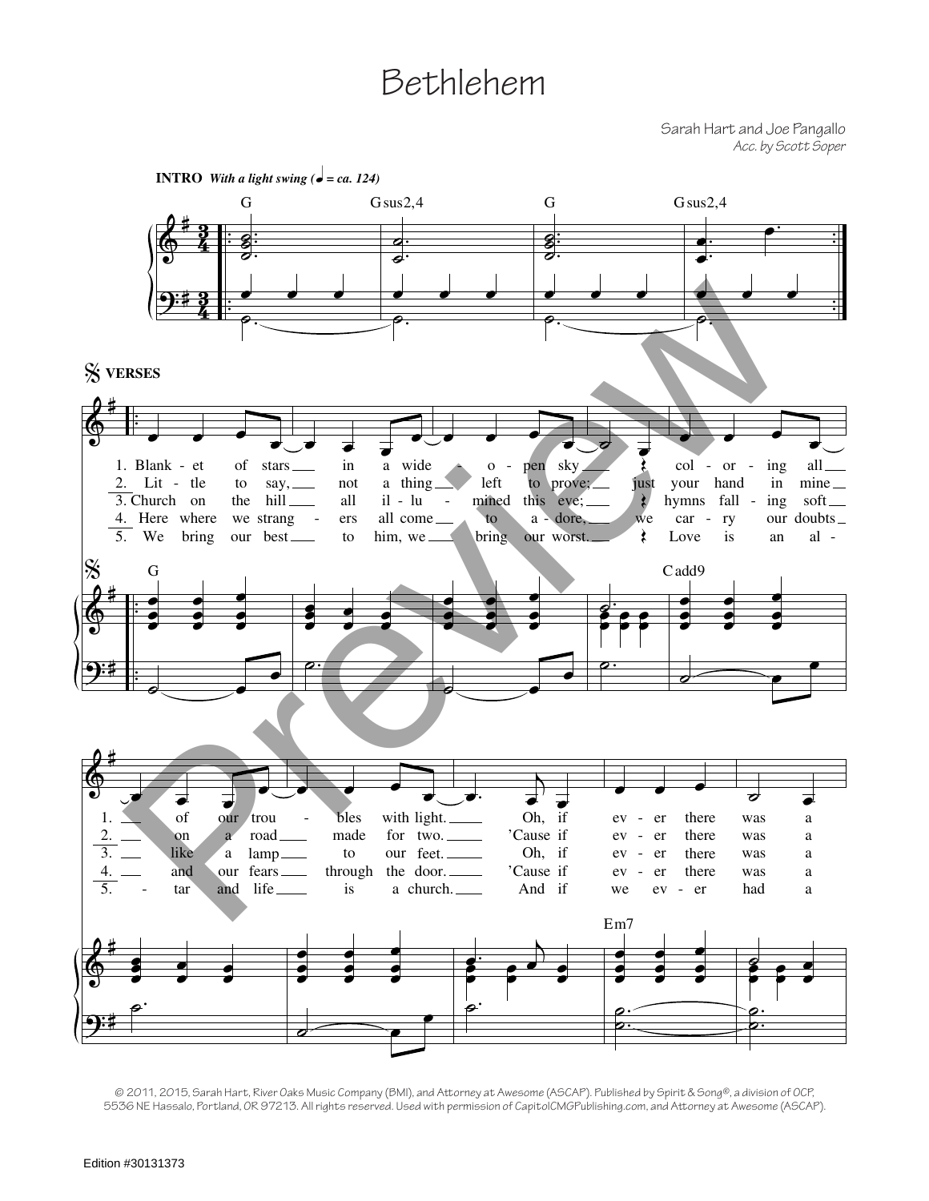# Bethlehem

Sarah Hart and Joe Pangallo
*Acc. by Scott Soper*

**INTRO** *With a light swing (♩ = ca. 124)*

G Gsus2,4 G Gsus2,4

**VERSES**

G Cadd9

1. Blank - et of stars in a wide - o - pen sky col - or - ing all of our trou - bles with light. Oh, if ev - er there was a
2. Lit - tle to say, not a thing left to prove; just your hand in mine on a road made for two. 'Cause if ev - er there was a
3. Church on the hill all il - lu - mined this eve; hymns fall - ing soft like a lamp to our feet. Oh, if ev - er there was a
4. Here where we strang - ers all come to a - dore, we car - ry our doubts and our fears through the door. 'Cause if ev - er there was a
5. We bring our best to him, we bring our worst. Love is an al - tar and life is a church. And if we ev - er had a

Em7

© 2011, 2015, Sarah Hart, River Oaks Music Company (BMI), and Attorney at Awesome (ASCAP). Published by Spirit & Song®, a division of OCP, 5536 NE Hassalo, Portland, OR 97213. All rights reserved. Used with permission of CapitolCMGPublishing.com, and Attorney at Awesome (ASCAP).

Edition #30131373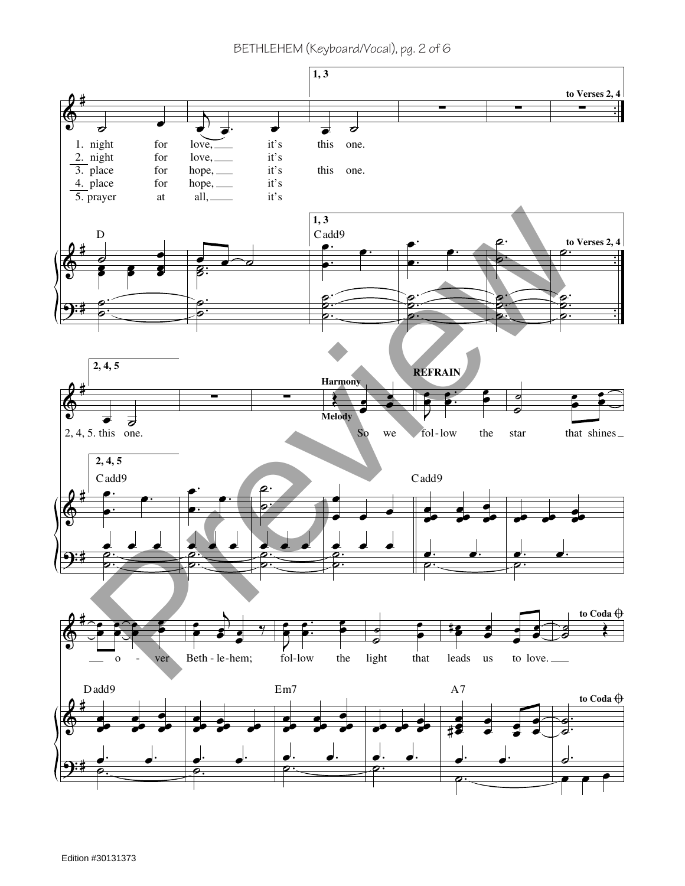1, 3

to Verses 2, 4

1. night for love, it's this one.
2. night for love, it's
3. place for hope, it's this one.
4. place for hope, it's
5. prayer at all, it's

D

Cadd9

2, 4, 5

2, 4, 5. this one.

Harmony

Melody

REFRAIN

So we fol-low the star that shines o - ver Beth - le-hem; fol-low the light that leads us to love.

Cadd9

Dadd9

Em7

A7

to Coda

Edition #30131373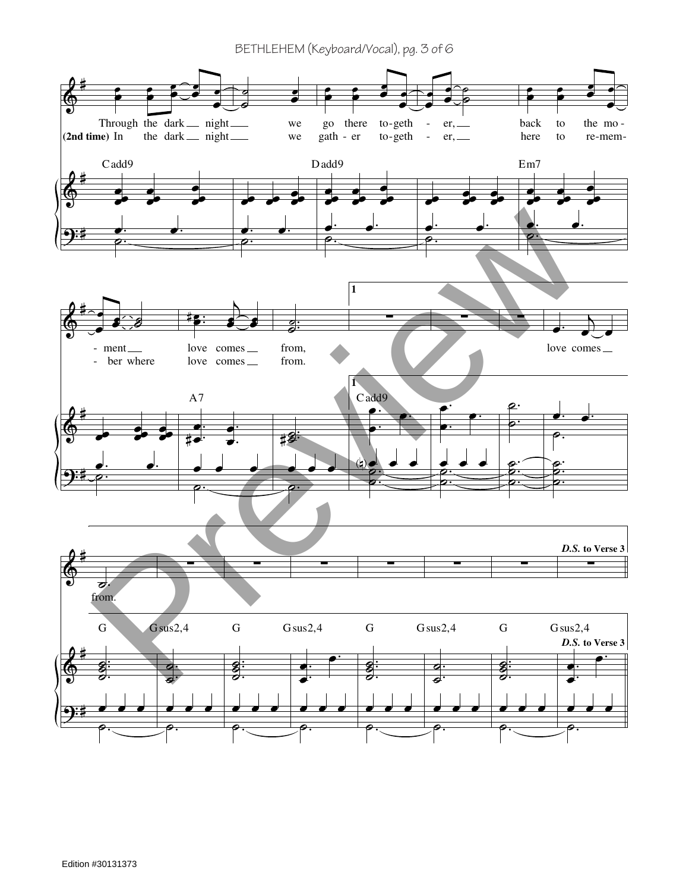Through the dark night we go there to-geth - er, back to the mo - ment love comes from,

(2nd time) In the dark night we gath - er to-geth - er, here to re-mem - ber where love comes from.

Cadd9 Dadd9 Em7 A7

1

love comes from.

Cadd9

G Gsus2,4 G Gsus2,4 G Gsus2,4 G Gsus2,4

***D.S.* to Verse 3**

Edition #30131373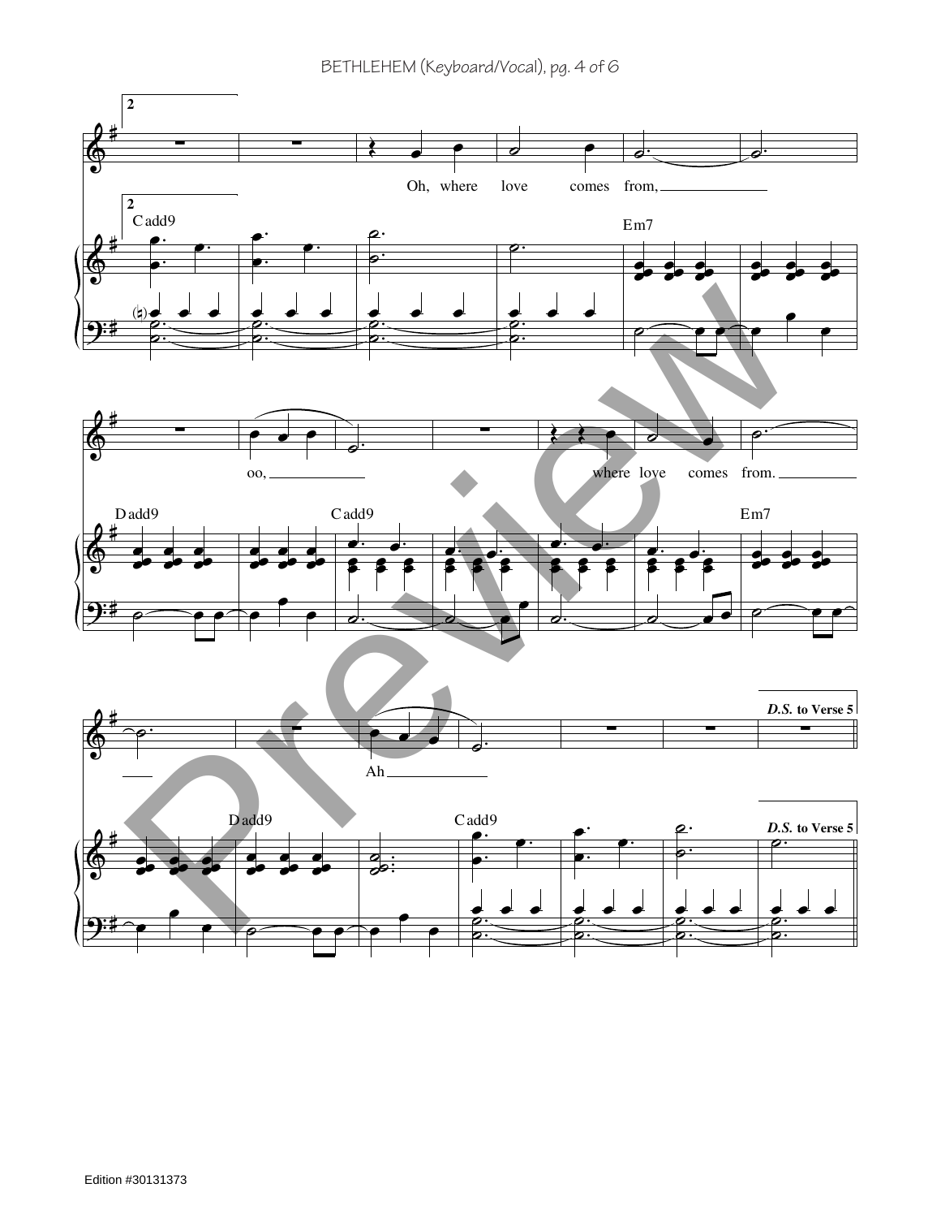2

Oh, where love comes from,

Cadd9 Em7

oo, where love comes from.

Dadd9 Cadd9 Em7

Ah

Dadd9 Cadd9

*D.S.* to Verse 5

Edition #30131373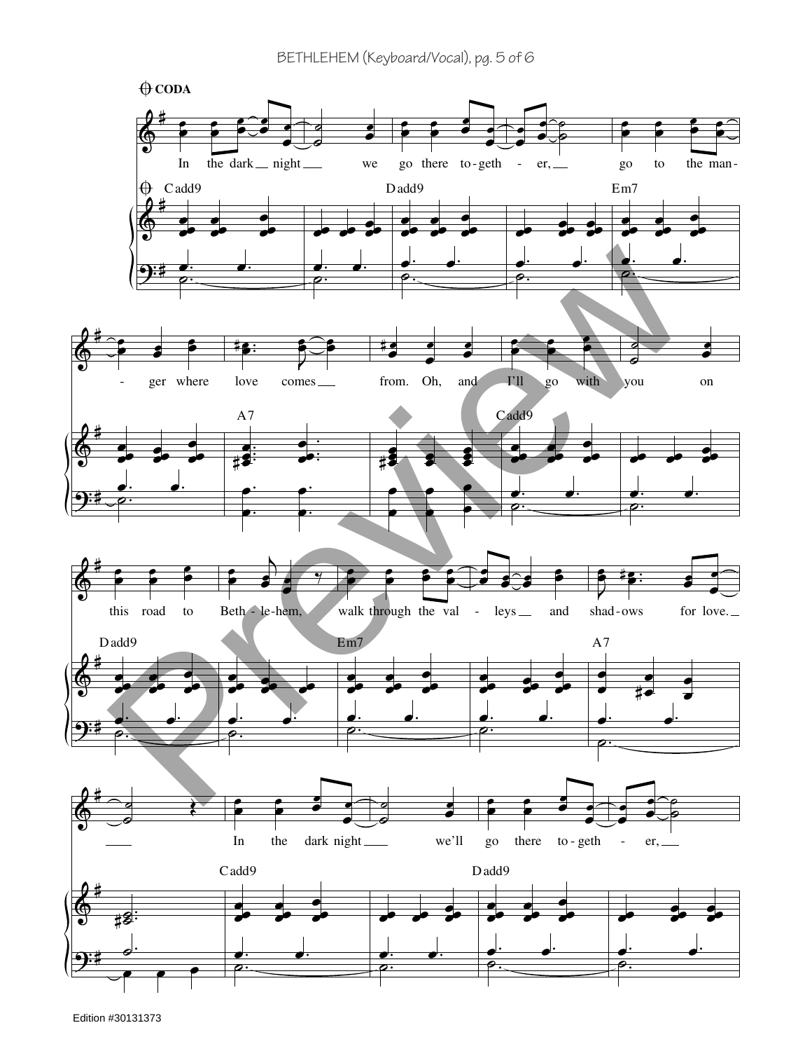CODA

Cadd9 | Dadd9 | Em7

In the dark night we go there to-geth-er, go to the man-ger where love comes from.

A7 | Cadd9

Oh, and I'll go with you on this road to Beth-le-hem,

Dadd9 | Em7 | A7

walk through the val-leys and shad-ows for love.

Cadd9 | Dadd9

In the dark night we'll go there to-geth-er,

Edition #30131373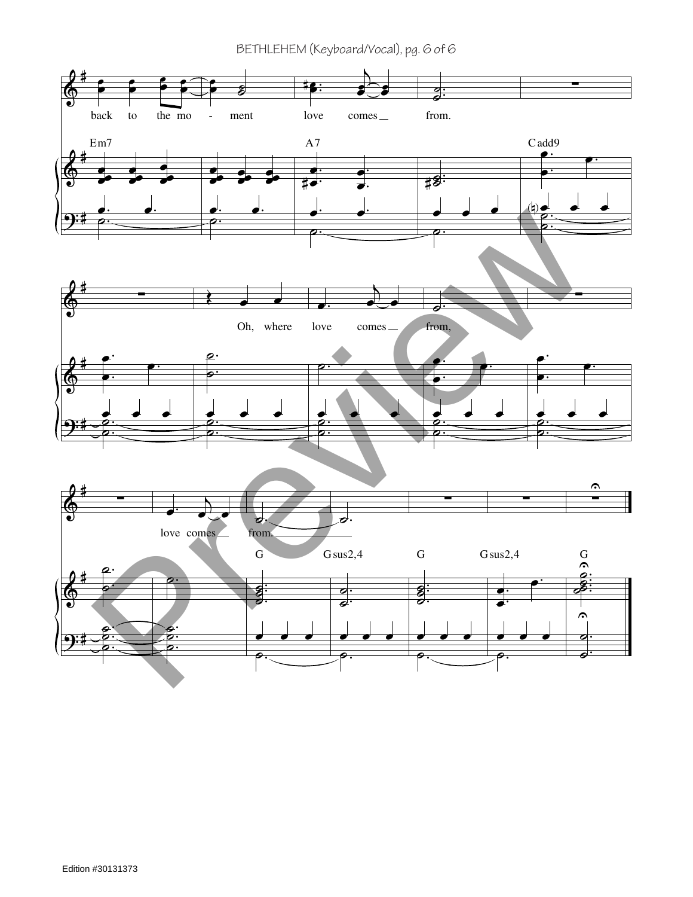back to the mo - ment love comes from.

Em7 A7 Cadd9

Oh, where love comes from,

love comes from.

G Gsus2,4 G Gsus2,4 G

Preview

Edition #30131373